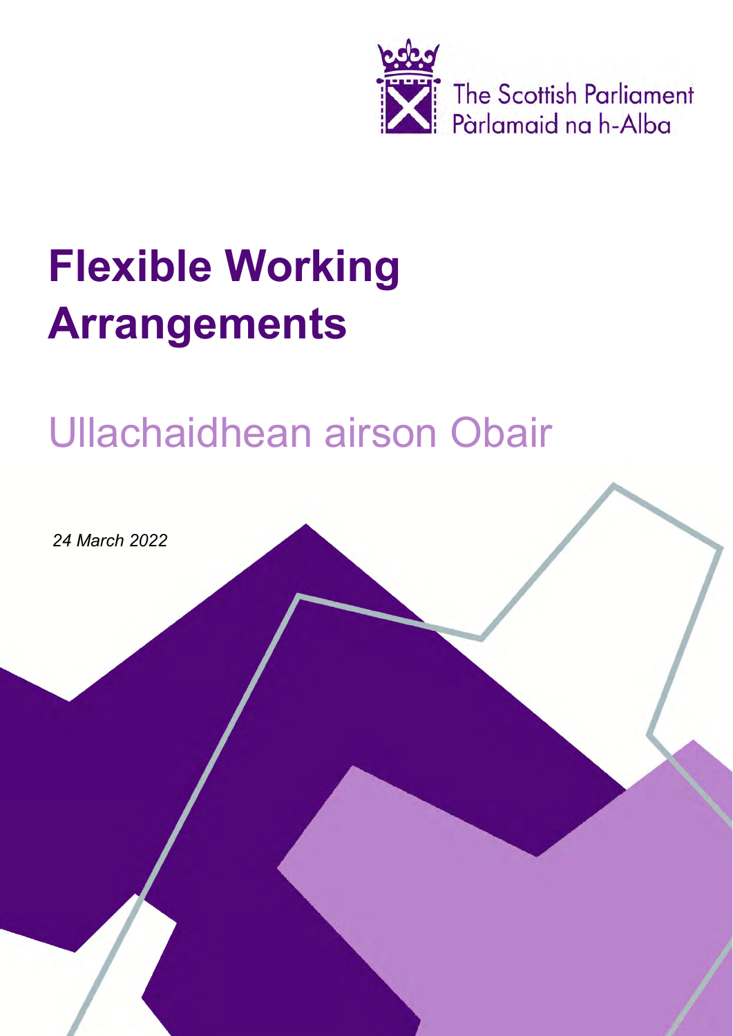The Scottish Parliament
Pàrlamaid na h-Alba

# Flexible Working Arrangements

## Ullachaidhean airson Obair

*24 March 2022*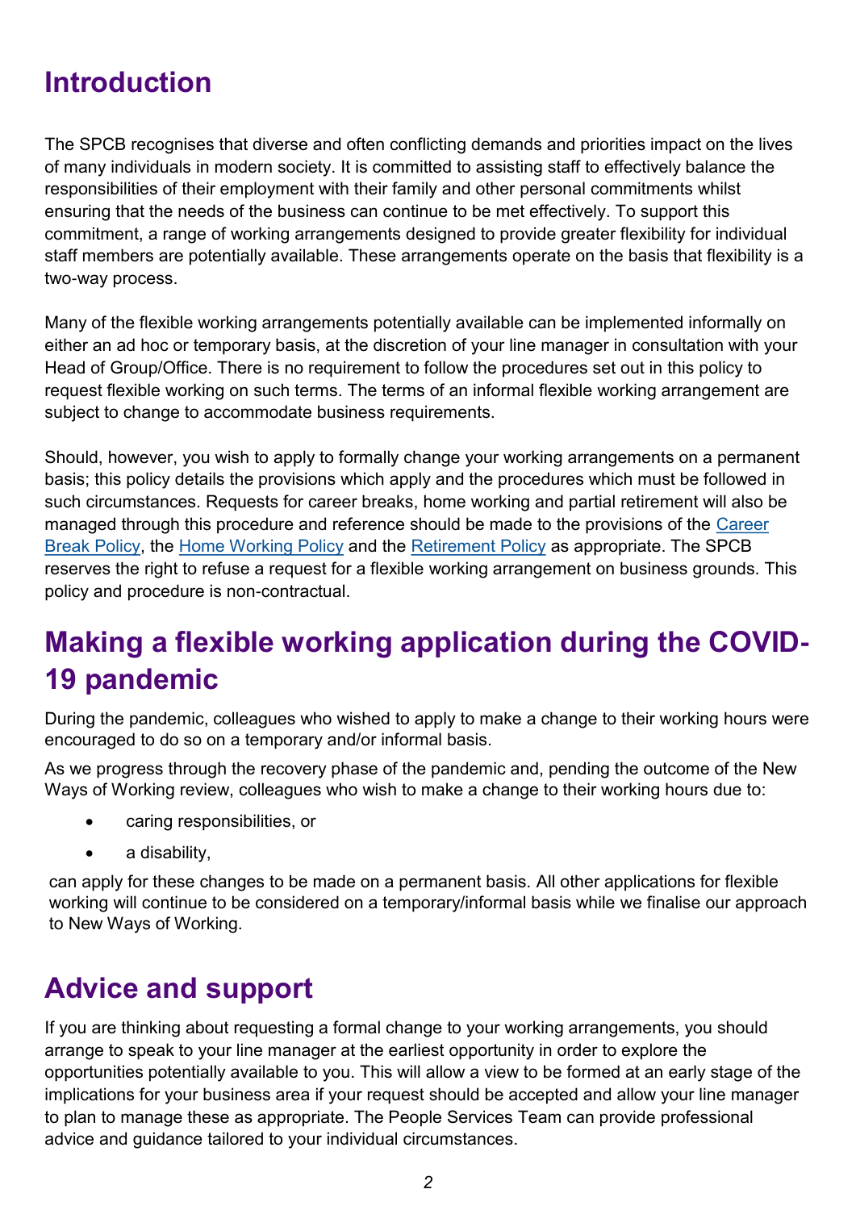## Introduction

The SPCB recognises that diverse and often conflicting demands and priorities impact on the lives of many individuals in modern society. It is committed to assisting staff to effectively balance the responsibilities of their employment with their family and other personal commitments whilst ensuring that the needs of the business can continue to be met effectively. To support this commitment, a range of working arrangements designed to provide greater flexibility for individual staff members are potentially available. These arrangements operate on the basis that flexibility is a two-way process.

Many of the flexible working arrangements potentially available can be implemented informally on either an ad hoc or temporary basis, at the discretion of your line manager in consultation with your Head of Group/Office. There is no requirement to follow the procedures set out in this policy to request flexible working on such terms. The terms of an informal flexible working arrangement are subject to change to accommodate business requirements.

Should, however, you wish to apply to formally change your working arrangements on a permanent basis; this policy details the provisions which apply and the procedures which must be followed in such circumstances. Requests for career breaks, home working and partial retirement will also be managed through this procedure and reference should be made to the provisions of the Career Break Policy, the Home Working Policy and the Retirement Policy as appropriate. The SPCB reserves the right to refuse a request for a flexible working arrangement on business grounds. This policy and procedure is non-contractual.

## Making a flexible working application during the COVID-19 pandemic

During the pandemic, colleagues who wished to apply to make a change to their working hours were encouraged to do so on a temporary and/or informal basis.

As we progress through the recovery phase of the pandemic and, pending the outcome of the New Ways of Working review, colleagues who wish to make a change to their working hours due to:

- caring responsibilities, or
- a disability,

can apply for these changes to be made on a permanent basis. All other applications for flexible working will continue to be considered on a temporary/informal basis while we finalise our approach to New Ways of Working.

## Advice and support

If you are thinking about requesting a formal change to your working arrangements, you should arrange to speak to your line manager at the earliest opportunity in order to explore the opportunities potentially available to you. This will allow a view to be formed at an early stage of the implications for your business area if your request should be accepted and allow your line manager to plan to manage these as appropriate. The People Services Team can provide professional advice and guidance tailored to your individual circumstances.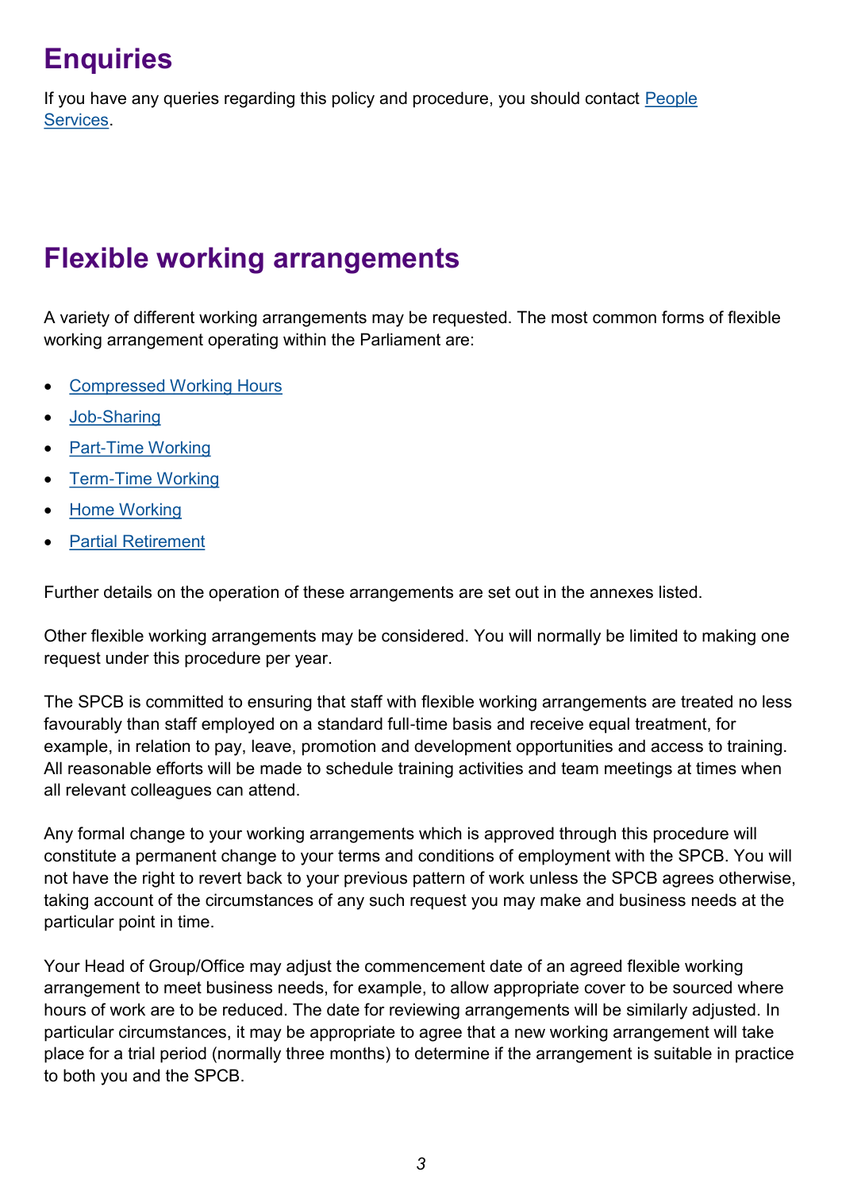# Enquiries

If you have any queries regarding this policy and procedure, you should contact People Services.

# Flexible working arrangements

A variety of different working arrangements may be requested. The most common forms of flexible working arrangement operating within the Parliament are:

- Compressed Working Hours
- Job-Sharing
- Part-Time Working
- Term-Time Working
- Home Working
- Partial Retirement

Further details on the operation of these arrangements are set out in the annexes listed.

Other flexible working arrangements may be considered. You will normally be limited to making one request under this procedure per year.

The SPCB is committed to ensuring that staff with flexible working arrangements are treated no less favourably than staff employed on a standard full-time basis and receive equal treatment, for example, in relation to pay, leave, promotion and development opportunities and access to training. All reasonable efforts will be made to schedule training activities and team meetings at times when all relevant colleagues can attend.

Any formal change to your working arrangements which is approved through this procedure will constitute a permanent change to your terms and conditions of employment with the SPCB. You will not have the right to revert back to your previous pattern of work unless the SPCB agrees otherwise, taking account of the circumstances of any such request you may make and business needs at the particular point in time.

Your Head of Group/Office may adjust the commencement date of an agreed flexible working arrangement to meet business needs, for example, to allow appropriate cover to be sourced where hours of work are to be reduced. The date for reviewing arrangements will be similarly adjusted. In particular circumstances, it may be appropriate to agree that a new working arrangement will take place for a trial period (normally three months) to determine if the arrangement is suitable in practice to both you and the SPCB.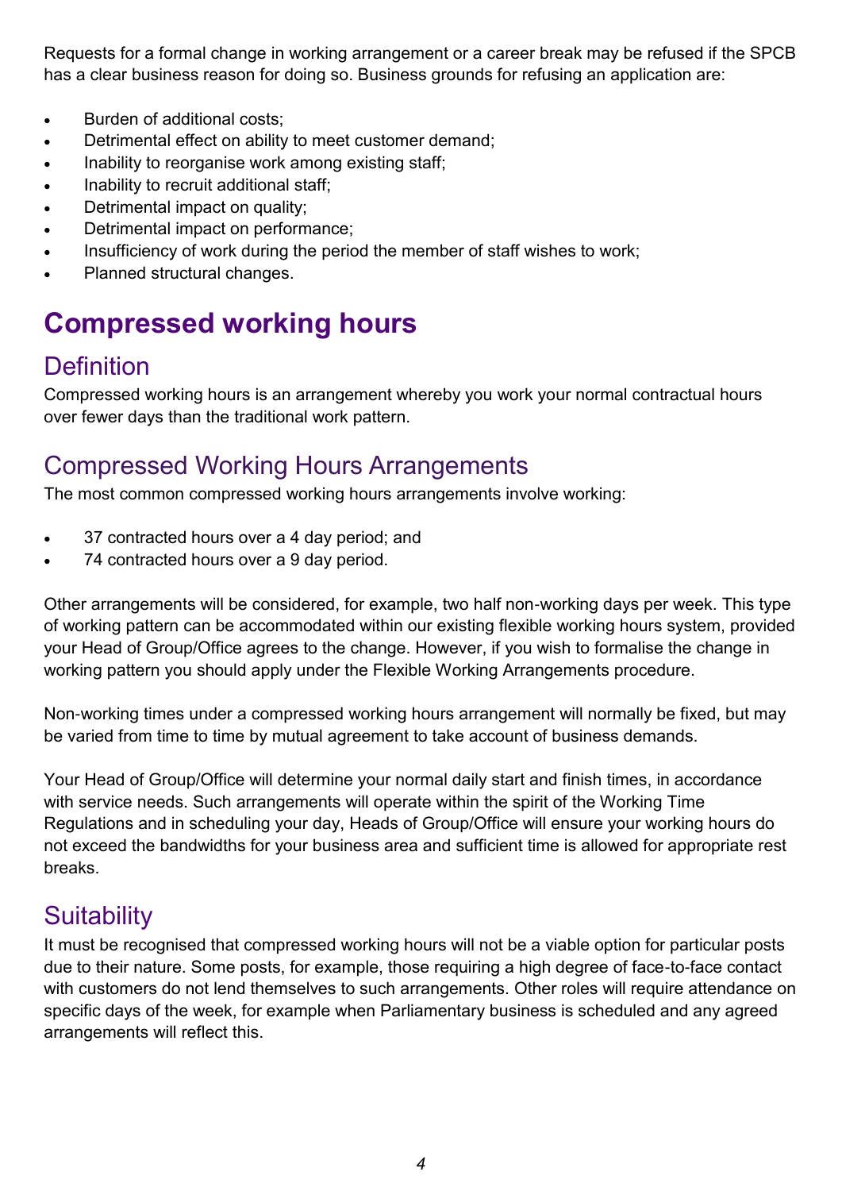Requests for a formal change in working arrangement or a career break may be refused if the SPCB has a clear business reason for doing so. Business grounds for refusing an application are:

- Burden of additional costs;
- Detrimental effect on ability to meet customer demand;
- Inability to reorganise work among existing staff;
- Inability to recruit additional staff;
- Detrimental impact on quality;
- Detrimental impact on performance;
- Insufficiency of work during the period the member of staff wishes to work;
- Planned structural changes.

# Compressed working hours

## Definition

Compressed working hours is an arrangement whereby you work your normal contractual hours over fewer days than the traditional work pattern.

## Compressed Working Hours Arrangements

The most common compressed working hours arrangements involve working:

- 37 contracted hours over a 4 day period; and
- 74 contracted hours over a 9 day period.

Other arrangements will be considered, for example, two half non-working days per week. This type of working pattern can be accommodated within our existing flexible working hours system, provided your Head of Group/Office agrees to the change. However, if you wish to formalise the change in working pattern you should apply under the Flexible Working Arrangements procedure.

Non-working times under a compressed working hours arrangement will normally be fixed, but may be varied from time to time by mutual agreement to take account of business demands.

Your Head of Group/Office will determine your normal daily start and finish times, in accordance with service needs. Such arrangements will operate within the spirit of the Working Time Regulations and in scheduling your day, Heads of Group/Office will ensure your working hours do not exceed the bandwidths for your business area and sufficient time is allowed for appropriate rest breaks.

## Suitability

It must be recognised that compressed working hours will not be a viable option for particular posts due to their nature. Some posts, for example, those requiring a high degree of face-to-face contact with customers do not lend themselves to such arrangements. Other roles will require attendance on specific days of the week, for example when Parliamentary business is scheduled and any agreed arrangements will reflect this.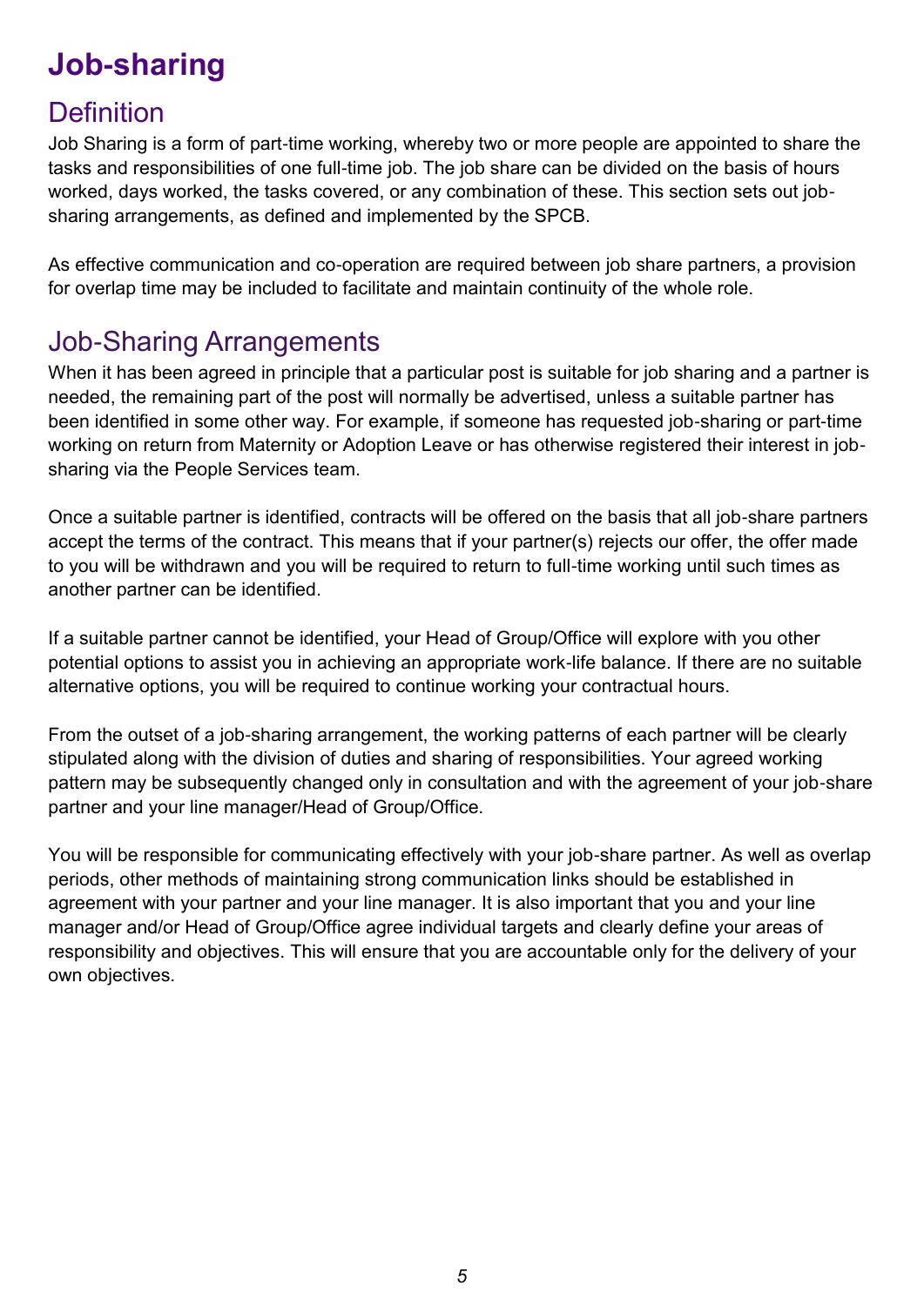# Job-sharing

## Definition

Job Sharing is a form of part-time working, whereby two or more people are appointed to share the tasks and responsibilities of one full-time job. The job share can be divided on the basis of hours worked, days worked, the tasks covered, or any combination of these. This section sets out job-sharing arrangements, as defined and implemented by the SPCB.

As effective communication and co-operation are required between job share partners, a provision for overlap time may be included to facilitate and maintain continuity of the whole role.

## Job-Sharing Arrangements

When it has been agreed in principle that a particular post is suitable for job sharing and a partner is needed, the remaining part of the post will normally be advertised, unless a suitable partner has been identified in some other way. For example, if someone has requested job-sharing or part-time working on return from Maternity or Adoption Leave or has otherwise registered their interest in job-sharing via the People Services team.

Once a suitable partner is identified, contracts will be offered on the basis that all job-share partners accept the terms of the contract. This means that if your partner(s) rejects our offer, the offer made to you will be withdrawn and you will be required to return to full-time working until such times as another partner can be identified.

If a suitable partner cannot be identified, your Head of Group/Office will explore with you other potential options to assist you in achieving an appropriate work-life balance. If there are no suitable alternative options, you will be required to continue working your contractual hours.

From the outset of a job-sharing arrangement, the working patterns of each partner will be clearly stipulated along with the division of duties and sharing of responsibilities. Your agreed working pattern may be subsequently changed only in consultation and with the agreement of your job-share partner and your line manager/Head of Group/Office.

You will be responsible for communicating effectively with your job-share partner. As well as overlap periods, other methods of maintaining strong communication links should be established in agreement with your partner and your line manager. It is also important that you and your line manager and/or Head of Group/Office agree individual targets and clearly define your areas of responsibility and objectives. This will ensure that you are accountable only for the delivery of your own objectives.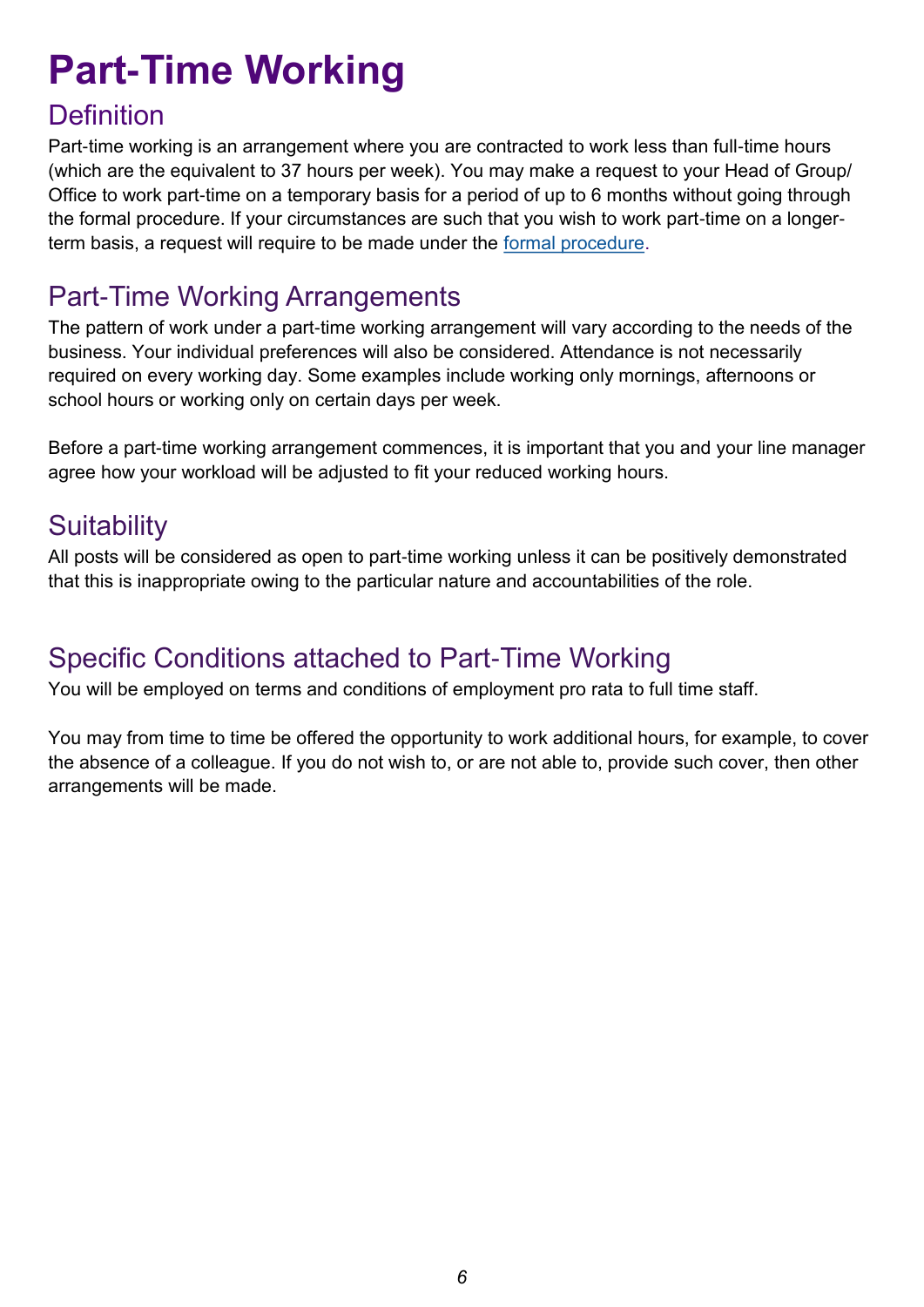# Part-Time Working

## Definition

Part-time working is an arrangement where you are contracted to work less than full-time hours (which are the equivalent to 37 hours per week). You may make a request to your Head of Group/ Office to work part-time on a temporary basis for a period of up to 6 months without going through the formal procedure. If your circumstances are such that you wish to work part-time on a longer-term basis, a request will require to be made under the formal procedure.

## Part-Time Working Arrangements

The pattern of work under a part-time working arrangement will vary according to the needs of the business. Your individual preferences will also be considered. Attendance is not necessarily required on every working day. Some examples include working only mornings, afternoons or school hours or working only on certain days per week.

Before a part-time working arrangement commences, it is important that you and your line manager agree how your workload will be adjusted to fit your reduced working hours.

## Suitability

All posts will be considered as open to part-time working unless it can be positively demonstrated that this is inappropriate owing to the particular nature and accountabilities of the role.

## Specific Conditions attached to Part-Time Working

You will be employed on terms and conditions of employment pro rata to full time staff.

You may from time to time be offered the opportunity to work additional hours, for example, to cover the absence of a colleague. If you do not wish to, or are not able to, provide such cover, then other arrangements will be made.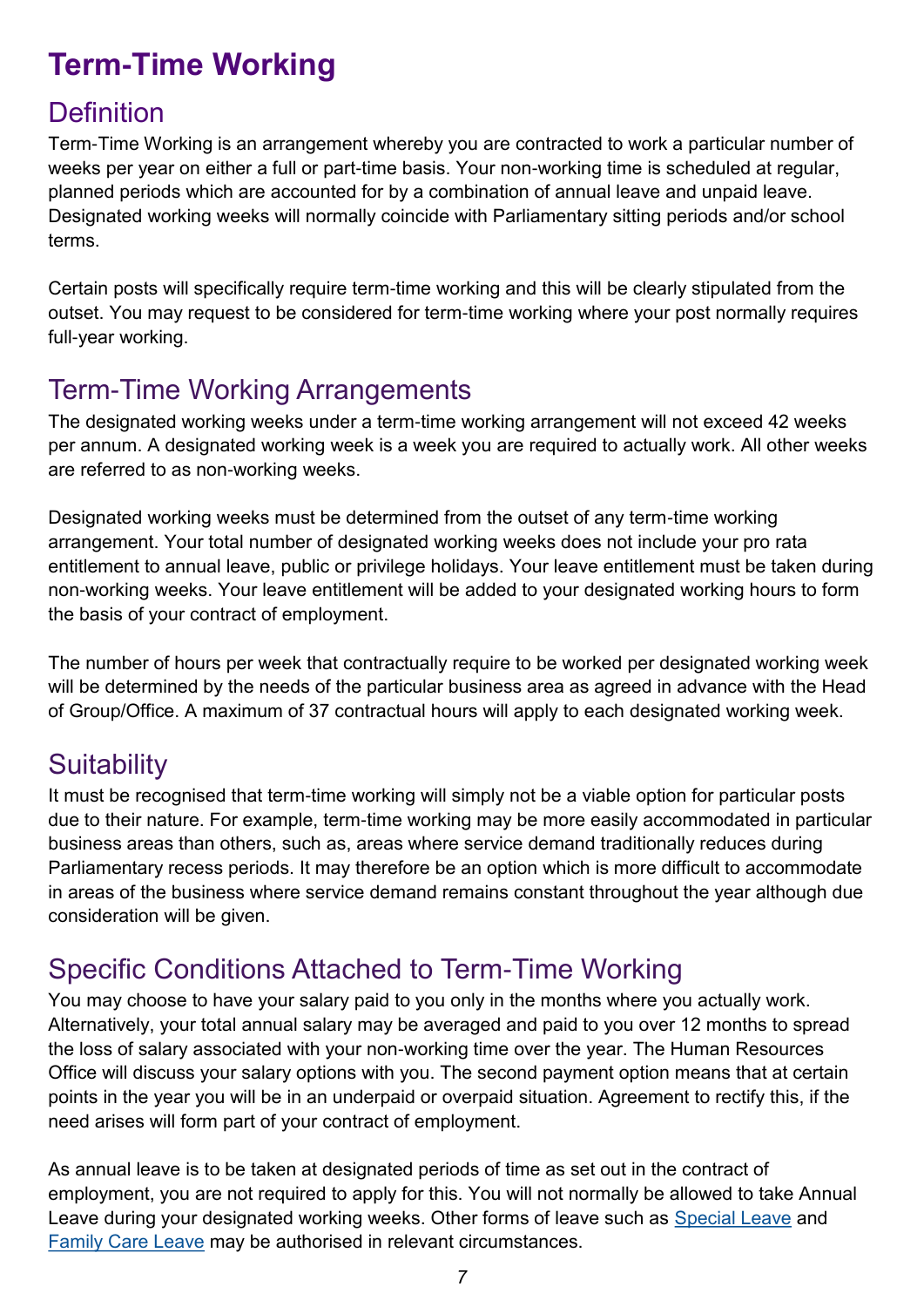# Term-Time Working

## Definition

Term-Time Working is an arrangement whereby you are contracted to work a particular number of weeks per year on either a full or part-time basis. Your non-working time is scheduled at regular, planned periods which are accounted for by a combination of annual leave and unpaid leave. Designated working weeks will normally coincide with Parliamentary sitting periods and/or school terms.

Certain posts will specifically require term-time working and this will be clearly stipulated from the outset. You may request to be considered for term-time working where your post normally requires full-year working.

## Term-Time Working Arrangements

The designated working weeks under a term-time working arrangement will not exceed 42 weeks per annum. A designated working week is a week you are required to actually work. All other weeks are referred to as non-working weeks.

Designated working weeks must be determined from the outset of any term-time working arrangement. Your total number of designated working weeks does not include your pro rata entitlement to annual leave, public or privilege holidays. Your leave entitlement must be taken during non-working weeks. Your leave entitlement will be added to your designated working hours to form the basis of your contract of employment.

The number of hours per week that contractually require to be worked per designated working week will be determined by the needs of the particular business area as agreed in advance with the Head of Group/Office. A maximum of 37 contractual hours will apply to each designated working week.

## Suitability

It must be recognised that term-time working will simply not be a viable option for particular posts due to their nature. For example, term-time working may be more easily accommodated in particular business areas than others, such as, areas where service demand traditionally reduces during Parliamentary recess periods. It may therefore be an option which is more difficult to accommodate in areas of the business where service demand remains constant throughout the year although due consideration will be given.

## Specific Conditions Attached to Term-Time Working

You may choose to have your salary paid to you only in the months where you actually work. Alternatively, your total annual salary may be averaged and paid to you over 12 months to spread the loss of salary associated with your non-working time over the year. The Human Resources Office will discuss your salary options with you. The second payment option means that at certain points in the year you will be in an underpaid or overpaid situation. Agreement to rectify this, if the need arises will form part of your contract of employment.

As annual leave is to be taken at designated periods of time as set out in the contract of employment, you are not required to apply for this. You will not normally be allowed to take Annual Leave during your designated working weeks. Other forms of leave such as Special Leave and Family Care Leave may be authorised in relevant circumstances.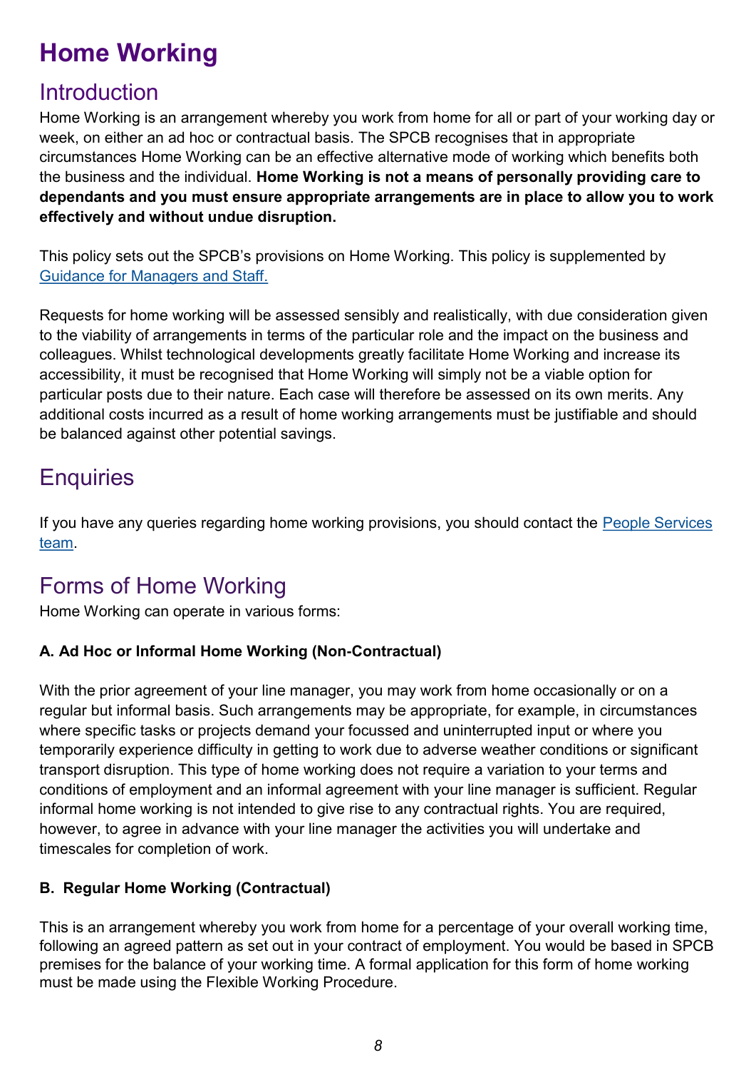# Home Working

## Introduction

Home Working is an arrangement whereby you work from home for all or part of your working day or week, on either an ad hoc or contractual basis. The SPCB recognises that in appropriate circumstances Home Working can be an effective alternative mode of working which benefits both the business and the individual. **Home Working is not a means of personally providing care to dependants and you must ensure appropriate arrangements are in place to allow you to work effectively and without undue disruption.**

This policy sets out the SPCB's provisions on Home Working. This policy is supplemented by [Guidance for Managers and Staff.]()

Requests for home working will be assessed sensibly and realistically, with due consideration given to the viability of arrangements in terms of the particular role and the impact on the business and colleagues. Whilst technological developments greatly facilitate Home Working and increase its accessibility, it must be recognised that Home Working will simply not be a viable option for particular posts due to their nature. Each case will therefore be assessed on its own merits. Any additional costs incurred as a result of home working arrangements must be justifiable and should be balanced against other potential savings.

## Enquiries

If you have any queries regarding home working provisions, you should contact the [People Services team]().

## Forms of Home Working

Home Working can operate in various forms:

**A. Ad Hoc or Informal Home Working (Non-Contractual)**

With the prior agreement of your line manager, you may work from home occasionally or on a regular but informal basis. Such arrangements may be appropriate, for example, in circumstances where specific tasks or projects demand your focussed and uninterrupted input or where you temporarily experience difficulty in getting to work due to adverse weather conditions or significant transport disruption. This type of home working does not require a variation to your terms and conditions of employment and an informal agreement with your line manager is sufficient. Regular informal home working is not intended to give rise to any contractual rights. You are required, however, to agree in advance with your line manager the activities you will undertake and timescales for completion of work.

**B. Regular Home Working (Contractual)**

This is an arrangement whereby you work from home for a percentage of your overall working time, following an agreed pattern as set out in your contract of employment. You would be based in SPCB premises for the balance of your working time. A formal application for this form of home working must be made using the Flexible Working Procedure.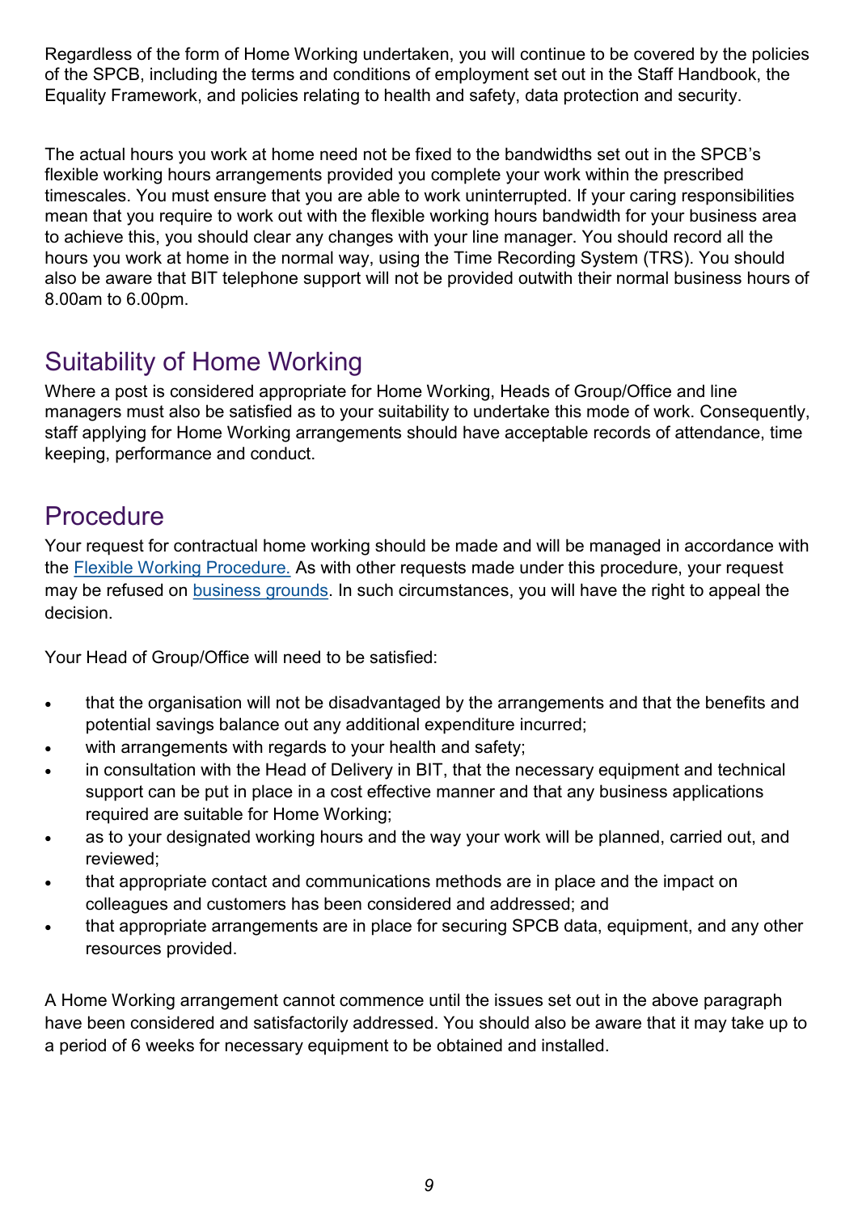Regardless of the form of Home Working undertaken, you will continue to be covered by the policies of the SPCB, including the terms and conditions of employment set out in the Staff Handbook, the Equality Framework, and policies relating to health and safety, data protection and security.

The actual hours you work at home need not be fixed to the bandwidths set out in the SPCB's flexible working hours arrangements provided you complete your work within the prescribed timescales. You must ensure that you are able to work uninterrupted. If your caring responsibilities mean that you require to work out with the flexible working hours bandwidth for your business area to achieve this, you should clear any changes with your line manager. You should record all the hours you work at home in the normal way, using the Time Recording System (TRS). You should also be aware that BIT telephone support will not be provided outwith their normal business hours of 8.00am to 6.00pm.

## Suitability of Home Working

Where a post is considered appropriate for Home Working, Heads of Group/Office and line managers must also be satisfied as to your suitability to undertake this mode of work. Consequently, staff applying for Home Working arrangements should have acceptable records of attendance, time keeping, performance and conduct.

## Procedure

Your request for contractual home working should be made and will be managed in accordance with the [Flexible Working Procedure.]() As with other requests made under this procedure, your request may be refused on [business grounds](). In such circumstances, you will have the right to appeal the decision.

Your Head of Group/Office will need to be satisfied:

- that the organisation will not be disadvantaged by the arrangements and that the benefits and potential savings balance out any additional expenditure incurred;
- with arrangements with regards to your health and safety;
- in consultation with the Head of Delivery in BIT, that the necessary equipment and technical support can be put in place in a cost effective manner and that any business applications required are suitable for Home Working;
- as to your designated working hours and the way your work will be planned, carried out, and reviewed;
- that appropriate contact and communications methods are in place and the impact on colleagues and customers has been considered and addressed; and
- that appropriate arrangements are in place for securing SPCB data, equipment, and any other resources provided.

A Home Working arrangement cannot commence until the issues set out in the above paragraph have been considered and satisfactorily addressed. You should also be aware that it may take up to a period of 6 weeks for necessary equipment to be obtained and installed.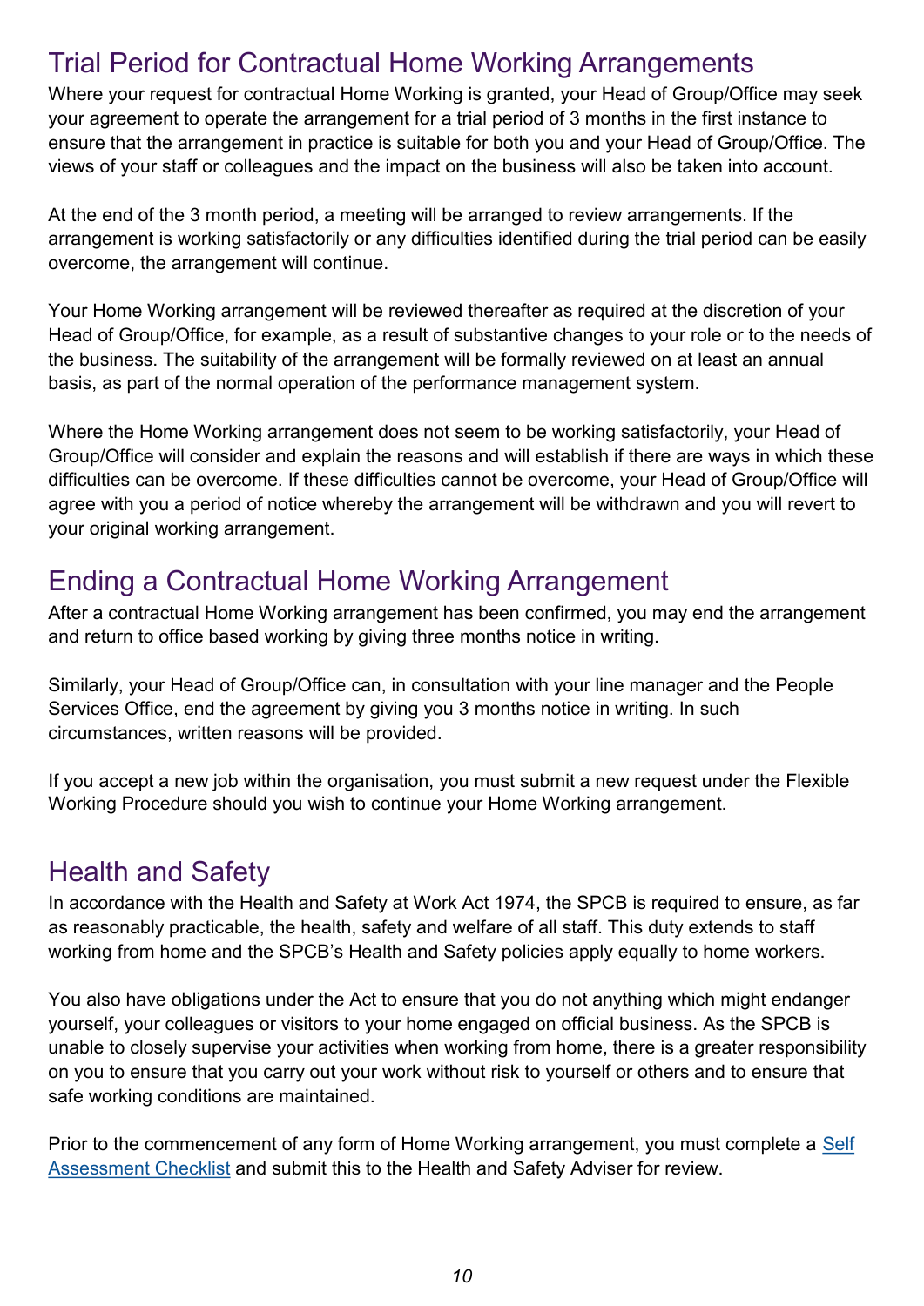## Trial Period for Contractual Home Working Arrangements

Where your request for contractual Home Working is granted, your Head of Group/Office may seek your agreement to operate the arrangement for a trial period of 3 months in the first instance to ensure that the arrangement in practice is suitable for both you and your Head of Group/Office. The views of your staff or colleagues and the impact on the business will also be taken into account.

At the end of the 3 month period, a meeting will be arranged to review arrangements. If the arrangement is working satisfactorily or any difficulties identified during the trial period can be easily overcome, the arrangement will continue.

Your Home Working arrangement will be reviewed thereafter as required at the discretion of your Head of Group/Office, for example, as a result of substantive changes to your role or to the needs of the business. The suitability of the arrangement will be formally reviewed on at least an annual basis, as part of the normal operation of the performance management system.

Where the Home Working arrangement does not seem to be working satisfactorily, your Head of Group/Office will consider and explain the reasons and will establish if there are ways in which these difficulties can be overcome. If these difficulties cannot be overcome, your Head of Group/Office will agree with you a period of notice whereby the arrangement will be withdrawn and you will revert to your original working arrangement.

## Ending a Contractual Home Working Arrangement

After a contractual Home Working arrangement has been confirmed, you may end the arrangement and return to office based working by giving three months notice in writing.

Similarly, your Head of Group/Office can, in consultation with your line manager and the People Services Office, end the agreement by giving you 3 months notice in writing. In such circumstances, written reasons will be provided.

If you accept a new job within the organisation, you must submit a new request under the Flexible Working Procedure should you wish to continue your Home Working arrangement.

## Health and Safety

In accordance with the Health and Safety at Work Act 1974, the SPCB is required to ensure, as far as reasonably practicable, the health, safety and welfare of all staff. This duty extends to staff working from home and the SPCB's Health and Safety policies apply equally to home workers.

You also have obligations under the Act to ensure that you do not anything which might endanger yourself, your colleagues or visitors to your home engaged on official business. As the SPCB is unable to closely supervise your activities when working from home, there is a greater responsibility on you to ensure that you carry out your work without risk to yourself or others and to ensure that safe working conditions are maintained.

Prior to the commencement of any form of Home Working arrangement, you must complete a Self Assessment Checklist and submit this to the Health and Safety Adviser for review.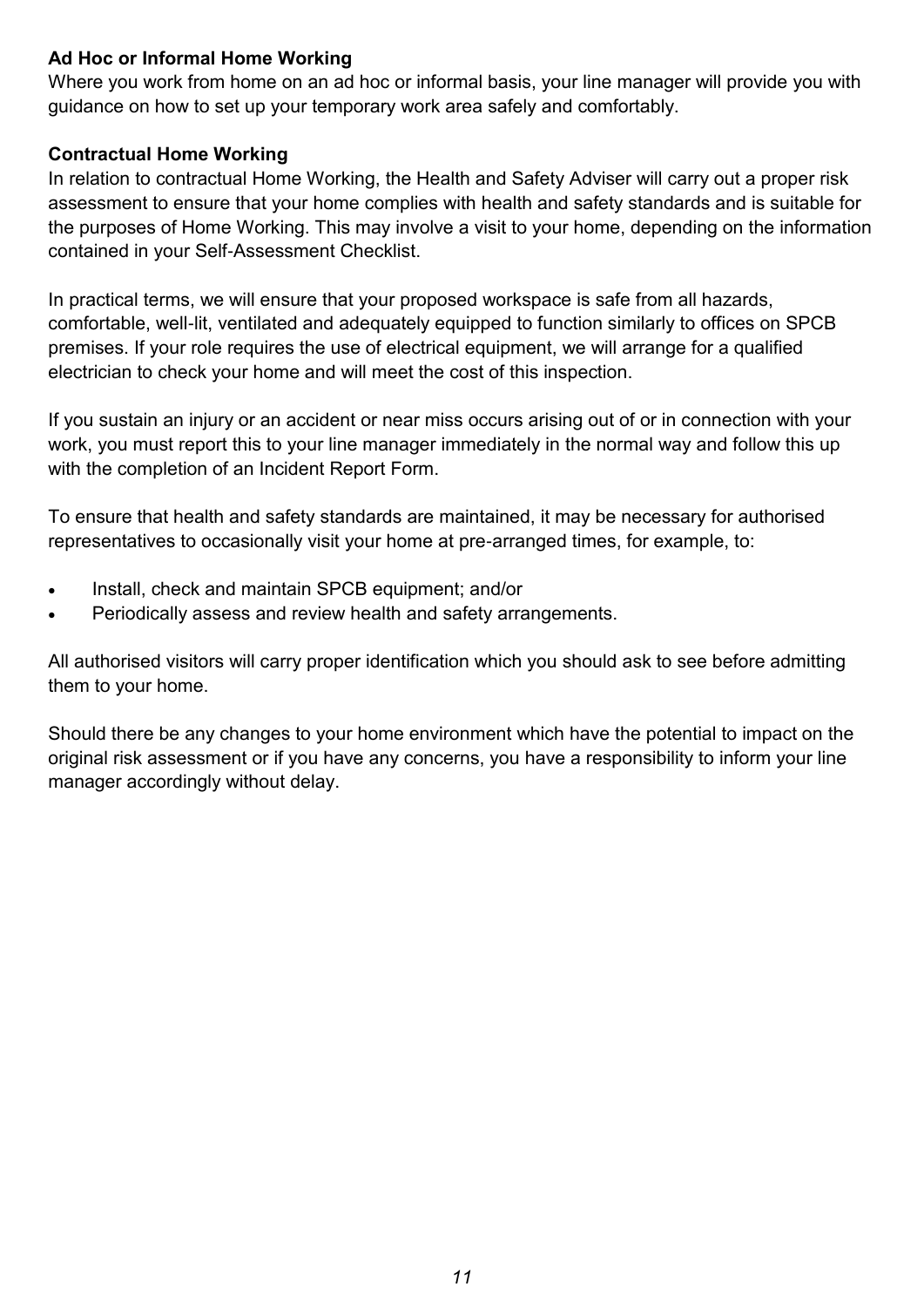**Ad Hoc or Informal Home Working**

Where you work from home on an ad hoc or informal basis, your line manager will provide you with guidance on how to set up your temporary work area safely and comfortably.

**Contractual Home Working**

In relation to contractual Home Working, the Health and Safety Adviser will carry out a proper risk assessment to ensure that your home complies with health and safety standards and is suitable for the purposes of Home Working. This may involve a visit to your home, depending on the information contained in your Self-Assessment Checklist.

In practical terms, we will ensure that your proposed workspace is safe from all hazards, comfortable, well-lit, ventilated and adequately equipped to function similarly to offices on SPCB premises. If your role requires the use of electrical equipment, we will arrange for a qualified electrician to check your home and will meet the cost of this inspection.

If you sustain an injury or an accident or near miss occurs arising out of or in connection with your work, you must report this to your line manager immediately in the normal way and follow this up with the completion of an Incident Report Form.

To ensure that health and safety standards are maintained, it may be necessary for authorised representatives to occasionally visit your home at pre-arranged times, for example, to:

- Install, check and maintain SPCB equipment; and/or
- Periodically assess and review health and safety arrangements.

All authorised visitors will carry proper identification which you should ask to see before admitting them to your home.

Should there be any changes to your home environment which have the potential to impact on the original risk assessment or if you have any concerns, you have a responsibility to inform your line manager accordingly without delay.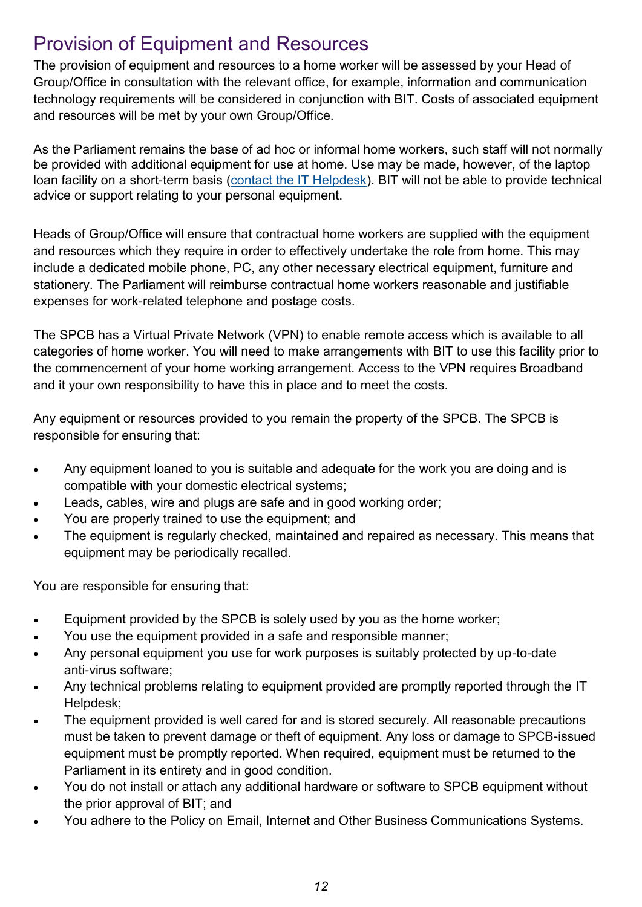## Provision of Equipment and Resources

The provision of equipment and resources to a home worker will be assessed by your Head of Group/Office in consultation with the relevant office, for example, information and communication technology requirements will be considered in conjunction with BIT. Costs of associated equipment and resources will be met by your own Group/Office.

As the Parliament remains the base of ad hoc or informal home workers, such staff will not normally be provided with additional equipment for use at home. Use may be made, however, of the laptop loan facility on a short-term basis (contact the IT Helpdesk). BIT will not be able to provide technical advice or support relating to your personal equipment.

Heads of Group/Office will ensure that contractual home workers are supplied with the equipment and resources which they require in order to effectively undertake the role from home. This may include a dedicated mobile phone, PC, any other necessary electrical equipment, furniture and stationery. The Parliament will reimburse contractual home workers reasonable and justifiable expenses for work-related telephone and postage costs.

The SPCB has a Virtual Private Network (VPN) to enable remote access which is available to all categories of home worker. You will need to make arrangements with BIT to use this facility prior to the commencement of your home working arrangement. Access to the VPN requires Broadband and it your own responsibility to have this in place and to meet the costs.

Any equipment or resources provided to you remain the property of the SPCB. The SPCB is responsible for ensuring that:

- Any equipment loaned to you is suitable and adequate for the work you are doing and is compatible with your domestic electrical systems;
- Leads, cables, wire and plugs are safe and in good working order;
- You are properly trained to use the equipment; and
- The equipment is regularly checked, maintained and repaired as necessary. This means that equipment may be periodically recalled.

You are responsible for ensuring that:

- Equipment provided by the SPCB is solely used by you as the home worker;
- You use the equipment provided in a safe and responsible manner;
- Any personal equipment you use for work purposes is suitably protected by up-to-date anti-virus software;
- Any technical problems relating to equipment provided are promptly reported through the IT Helpdesk;
- The equipment provided is well cared for and is stored securely. All reasonable precautions must be taken to prevent damage or theft of equipment. Any loss or damage to SPCB-issued equipment must be promptly reported. When required, equipment must be returned to the Parliament in its entirety and in good condition.
- You do not install or attach any additional hardware or software to SPCB equipment without the prior approval of BIT; and
- You adhere to the Policy on Email, Internet and Other Business Communications Systems.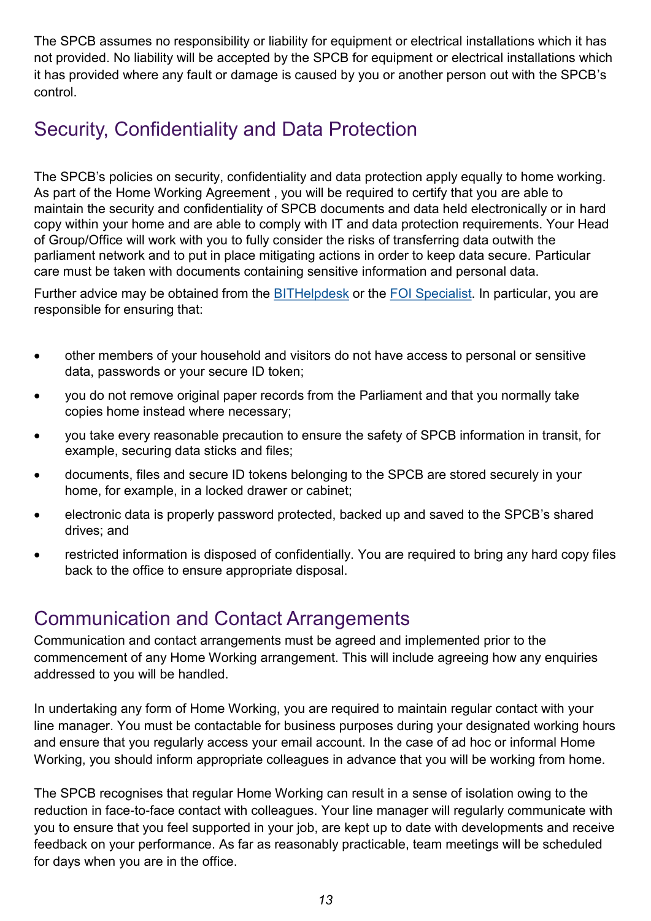The SPCB assumes no responsibility or liability for equipment or electrical installations which it has not provided. No liability will be accepted by the SPCB for equipment or electrical installations which it has provided where any fault or damage is caused by you or another person out with the SPCB's control.

## Security, Confidentiality and Data Protection

The SPCB's policies on security, confidentiality and data protection apply equally to home working. As part of the Home Working Agreement , you will be required to certify that you are able to maintain the security and confidentiality of SPCB documents and data held electronically or in hard copy within your home and are able to comply with IT and data protection requirements. Your Head of Group/Office will work with you to fully consider the risks of transferring data outwith the parliament network and to put in place mitigating actions in order to keep data secure. Particular care must be taken with documents containing sensitive information and personal data.

Further advice may be obtained from the BITHelpdesk or the FOI Specialist. In particular, you are responsible for ensuring that:

- other members of your household and visitors do not have access to personal or sensitive data, passwords or your secure ID token;
- you do not remove original paper records from the Parliament and that you normally take copies home instead where necessary;
- you take every reasonable precaution to ensure the safety of SPCB information in transit, for example, securing data sticks and files;
- documents, files and secure ID tokens belonging to the SPCB are stored securely in your home, for example, in a locked drawer or cabinet;
- electronic data is properly password protected, backed up and saved to the SPCB's shared drives; and
- restricted information is disposed of confidentially. You are required to bring any hard copy files back to the office to ensure appropriate disposal.

## Communication and Contact Arrangements

Communication and contact arrangements must be agreed and implemented prior to the commencement of any Home Working arrangement. This will include agreeing how any enquiries addressed to you will be handled.

In undertaking any form of Home Working, you are required to maintain regular contact with your line manager. You must be contactable for business purposes during your designated working hours and ensure that you regularly access your email account. In the case of ad hoc or informal Home Working, you should inform appropriate colleagues in advance that you will be working from home.

The SPCB recognises that regular Home Working can result in a sense of isolation owing to the reduction in face-to-face contact with colleagues. Your line manager will regularly communicate with you to ensure that you feel supported in your job, are kept up to date with developments and receive feedback on your performance. As far as reasonably practicable, team meetings will be scheduled for days when you are in the office.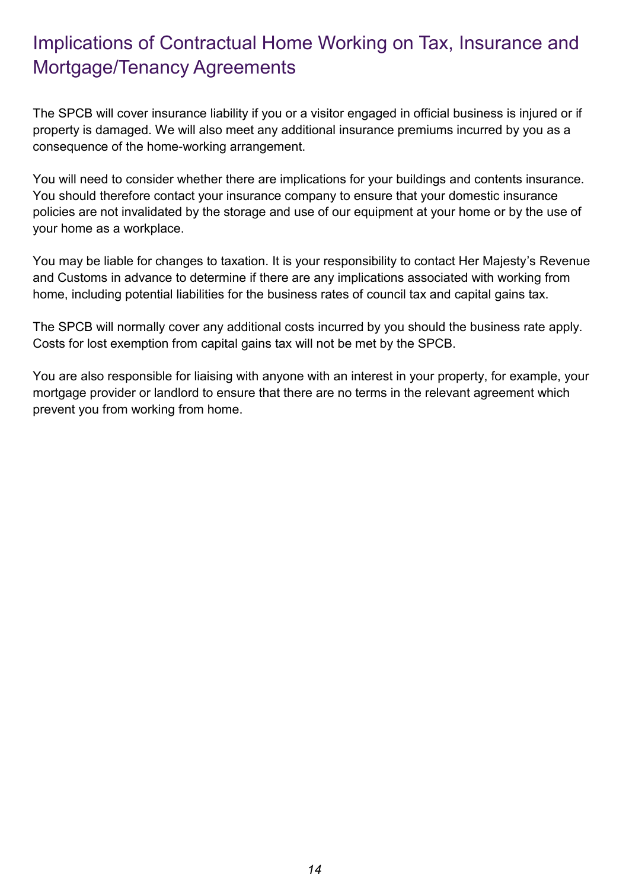## Implications of Contractual Home Working on Tax, Insurance and Mortgage/Tenancy Agreements

The SPCB will cover insurance liability if you or a visitor engaged in official business is injured or if property is damaged. We will also meet any additional insurance premiums incurred by you as a consequence of the home-working arrangement.

You will need to consider whether there are implications for your buildings and contents insurance. You should therefore contact your insurance company to ensure that your domestic insurance policies are not invalidated by the storage and use of our equipment at your home or by the use of your home as a workplace.

You may be liable for changes to taxation. It is your responsibility to contact Her Majesty's Revenue and Customs in advance to determine if there are any implications associated with working from home, including potential liabilities for the business rates of council tax and capital gains tax.

The SPCB will normally cover any additional costs incurred by you should the business rate apply. Costs for lost exemption from capital gains tax will not be met by the SPCB.

You are also responsible for liaising with anyone with an interest in your property, for example, your mortgage provider or landlord to ensure that there are no terms in the relevant agreement which prevent you from working from home.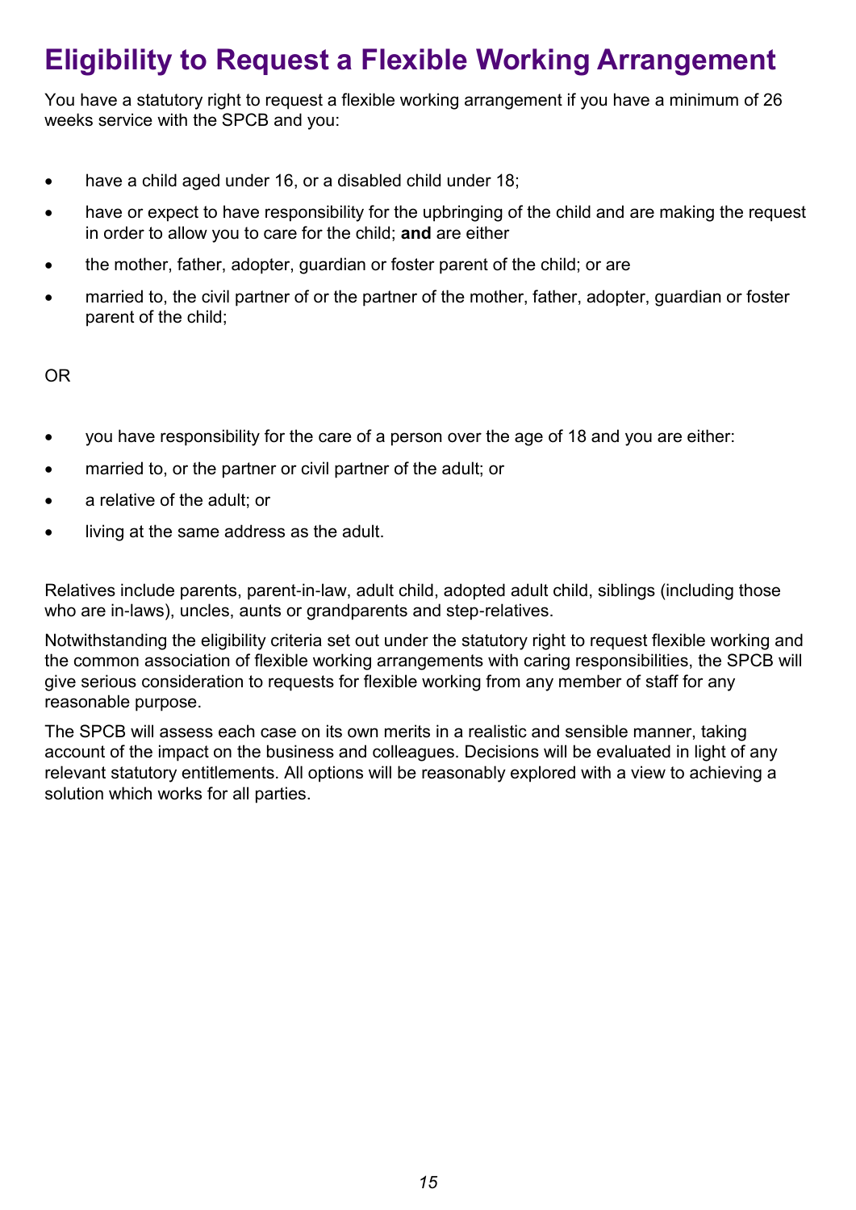# Eligibility to Request a Flexible Working Arrangement

You have a statutory right to request a flexible working arrangement if you have a minimum of 26 weeks service with the SPCB and you:

- have a child aged under 16, or a disabled child under 18;
- have or expect to have responsibility for the upbringing of the child and are making the request in order to allow you to care for the child; **and** are either
- the mother, father, adopter, guardian or foster parent of the child; or are
- married to, the civil partner of or the partner of the mother, father, adopter, guardian or foster parent of the child;

OR

- you have responsibility for the care of a person over the age of 18 and you are either:
- married to, or the partner or civil partner of the adult; or
- a relative of the adult; or
- living at the same address as the adult.

Relatives include parents, parent-in-law, adult child, adopted adult child, siblings (including those who are in-laws), uncles, aunts or grandparents and step-relatives.

Notwithstanding the eligibility criteria set out under the statutory right to request flexible working and the common association of flexible working arrangements with caring responsibilities, the SPCB will give serious consideration to requests for flexible working from any member of staff for any reasonable purpose.

The SPCB will assess each case on its own merits in a realistic and sensible manner, taking account of the impact on the business and colleagues. Decisions will be evaluated in light of any relevant statutory entitlements. All options will be reasonably explored with a view to achieving a solution which works for all parties.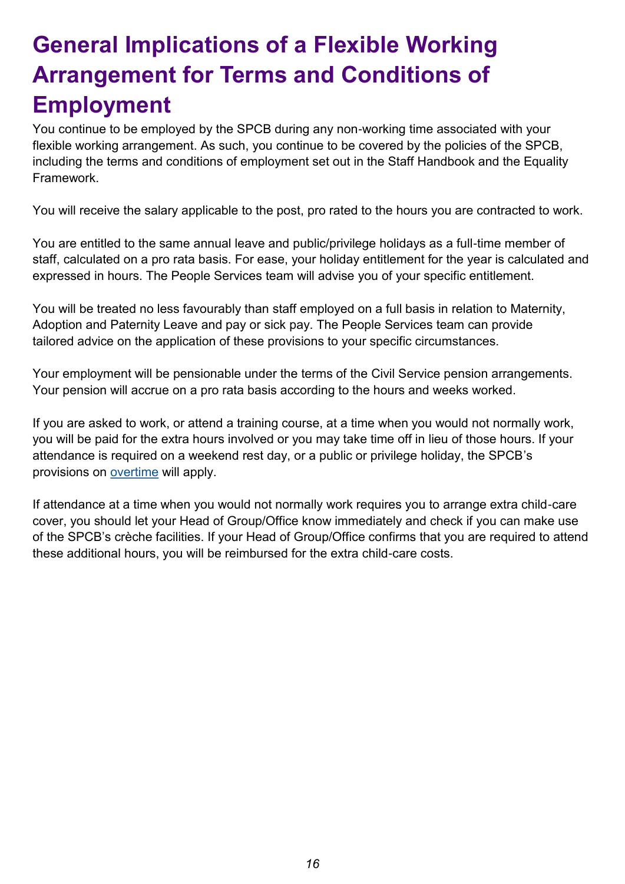# General Implications of a Flexible Working Arrangement for Terms and Conditions of Employment

You continue to be employed by the SPCB during any non-working time associated with your flexible working arrangement. As such, you continue to be covered by the policies of the SPCB, including the terms and conditions of employment set out in the Staff Handbook and the Equality Framework.

You will receive the salary applicable to the post, pro rated to the hours you are contracted to work.

You are entitled to the same annual leave and public/privilege holidays as a full-time member of staff, calculated on a pro rata basis. For ease, your holiday entitlement for the year is calculated and expressed in hours. The People Services team will advise you of your specific entitlement.

You will be treated no less favourably than staff employed on a full basis in relation to Maternity, Adoption and Paternity Leave and pay or sick pay. The People Services team can provide tailored advice on the application of these provisions to your specific circumstances.

Your employment will be pensionable under the terms of the Civil Service pension arrangements. Your pension will accrue on a pro rata basis according to the hours and weeks worked.

If you are asked to work, or attend a training course, at a time when you would not normally work, you will be paid for the extra hours involved or you may take time off in lieu of those hours. If your attendance is required on a weekend rest day, or a public or privilege holiday, the SPCB's provisions on overtime will apply.

If attendance at a time when you would not normally work requires you to arrange extra child-care cover, you should let your Head of Group/Office know immediately and check if you can make use of the SPCB's crèche facilities. If your Head of Group/Office confirms that you are required to attend these additional hours, you will be reimbursed for the extra child-care costs.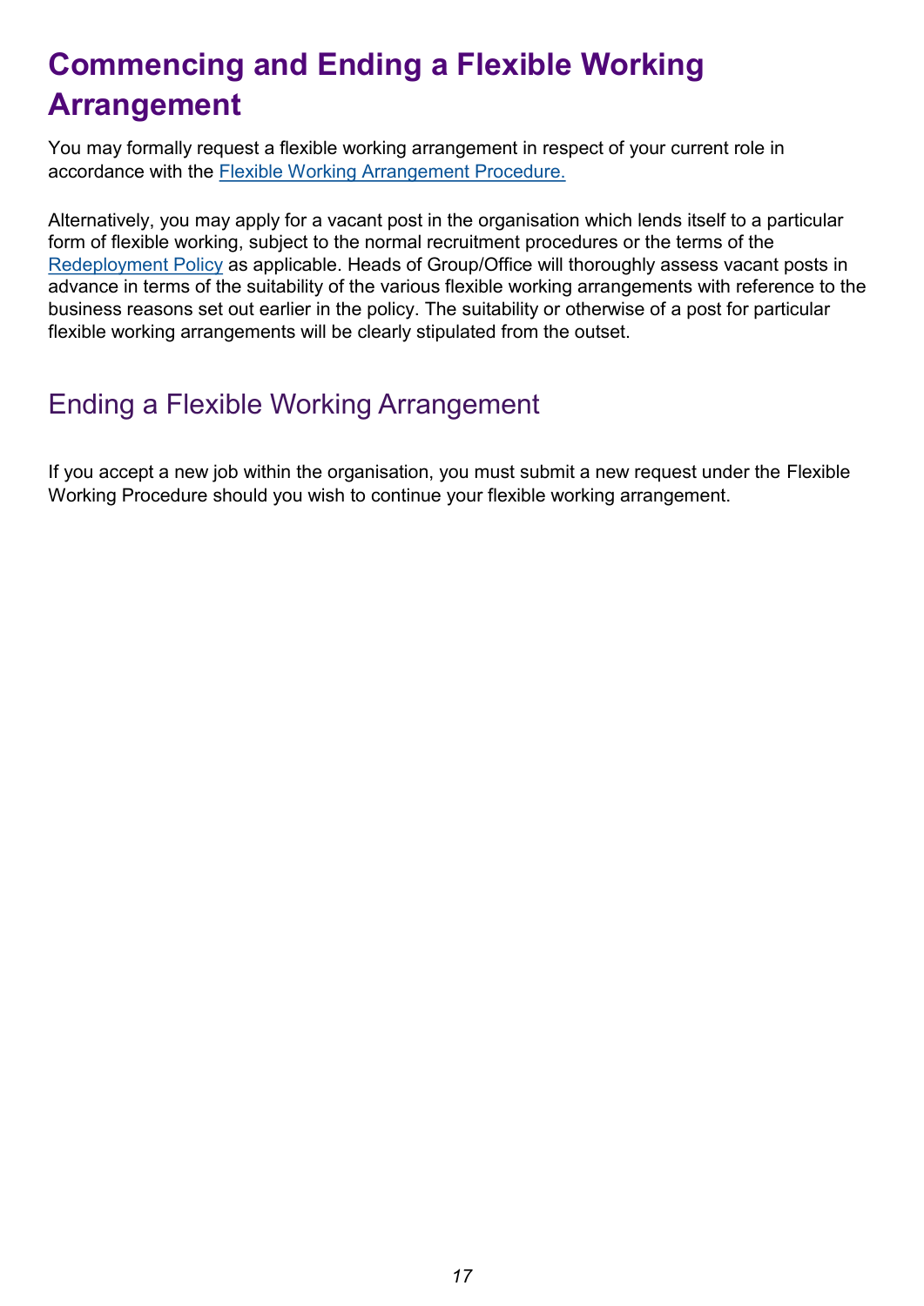# Commencing and Ending a Flexible Working Arrangement

You may formally request a flexible working arrangement in respect of your current role in accordance with the [Flexible Working Arrangement Procedure.]

Alternatively, you may apply for a vacant post in the organisation which lends itself to a particular form of flexible working, subject to the normal recruitment procedures or the terms of the [Redeployment Policy] as applicable. Heads of Group/Office will thoroughly assess vacant posts in advance in terms of the suitability of the various flexible working arrangements with reference to the business reasons set out earlier in the policy. The suitability or otherwise of a post for particular flexible working arrangements will be clearly stipulated from the outset.

## Ending a Flexible Working Arrangement

If you accept a new job within the organisation, you must submit a new request under the Flexible Working Procedure should you wish to continue your flexible working arrangement.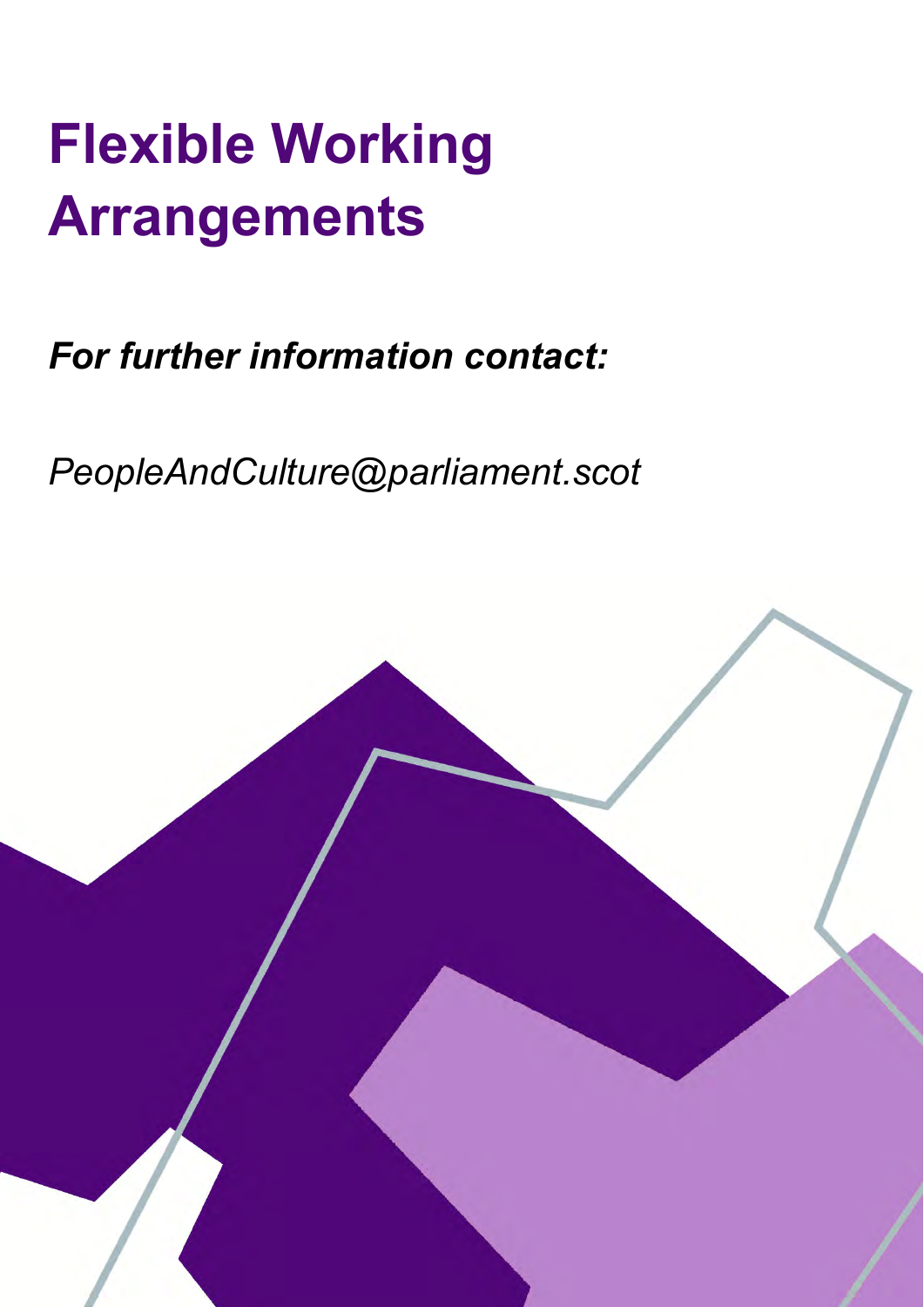# Flexible Working Arrangements

***For further information contact:***

*PeopleAndCulture@parliament.scot*